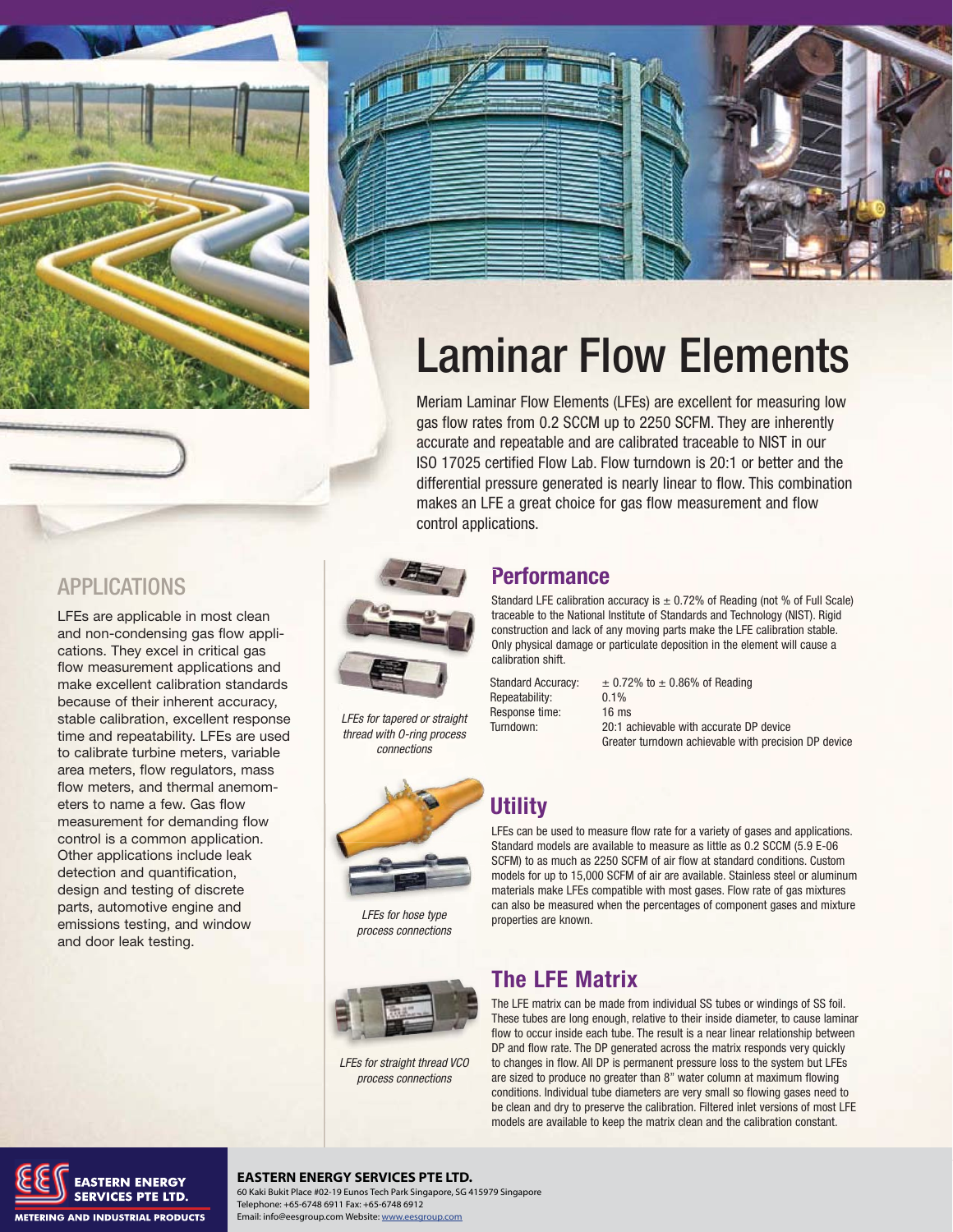# Laminar Flow Elements

Meriam Laminar Flow Elements (LFEs) are excellent for measuring low gas flow rates from 0.2 SCCM up to 2250 SCFM. They are inherently accurate and repeatable and are calibrated traceable to NIST in our ISO 17025 certified Flow Lab. Flow turndown is 20:1 or better and the differential pressure generated is nearly linear to flow. This combination makes an LFE a great choice for gas flow measurement and flow control applications.

## APPLICATIONS

LFEs are applicable in most clean and non-condensing gas flow applications. They excel in critical gas flow measurement applications and make excellent calibration standards because of their inherent accuracy, stable calibration, excellent response time and repeatability. LFEs are used to calibrate turbine meters, variable area meters, flow regulators, mass flow meters, and thermal anemometers to name a few. Gas flow measurement for demanding flow control is a common application. Other applications include leak detection and quantification, design and testing of discrete parts, automotive engine and emissions testing, and window and door leak testing.

*LFEs for tapered or straight thread with O-ring process connections*

## Performance

Standard LFE calibration accuracy is ± 0.72% of Reading (not % of Full Scale) traceable to the National Institute of Standards and Technology (NIST). Rigid construction and lack of any moving parts make the LFE calibration stable. Only physical damage or particulate deposition in the element will cause a calibration shift.

| | |
|---|---|
| Standard Accuracy: | ± 0.72% to ± 0.86% of Reading |
| Repeatability: | 0.1% |
| Response time: | 16 ms |
| Turndown: | 20:1 achievable with accurate DP device<br>Greater turndown achievable with precision DP device |

*LFEs for hose type process connections*

## Utility

LFEs can be used to measure flow rate for a variety of gases and applications. Standard models are available to measure as little as 0.2 SCCM (5.9 E-06 SCFM) to as much as 2250 SCFM of air flow at standard conditions. Custom models for up to 15,000 SCFM of air are available. Stainless steel or aluminum materials make LFEs compatible with most gases. Flow rate of gas mixtures can also be measured when the percentages of component gases and mixture properties are known.

*LFEs for straight thread VCO process connections*

## The LFE Matrix

The LFE matrix can be made from individual SS tubes or windings of SS foil. These tubes are long enough, relative to their inside diameter, to cause laminar flow to occur inside each tube. The result is a near linear relationship between DP and flow rate. The DP generated across the matrix responds very quickly to changes in flow. All DP is permanent pressure loss to the system but LFEs are sized to produce no greater than 8" water column at maximum flowing conditions. Individual tube diameters are very small so flowing gases need to be clean and dry to preserve the calibration. Filtered inlet versions of most LFE models are available to keep the matrix clean and the calibration constant.

**EASTERN ENERGY SERVICES PTE LTD.**
60 Kaki Bukit Place #02-19 Eunos Tech Park Singapore, SG 415979 Singapore
Telephone: +65-6748 6911 Fax: +65-6748 6912
Email: info@eesgroup.com Website: www.eesgroup.com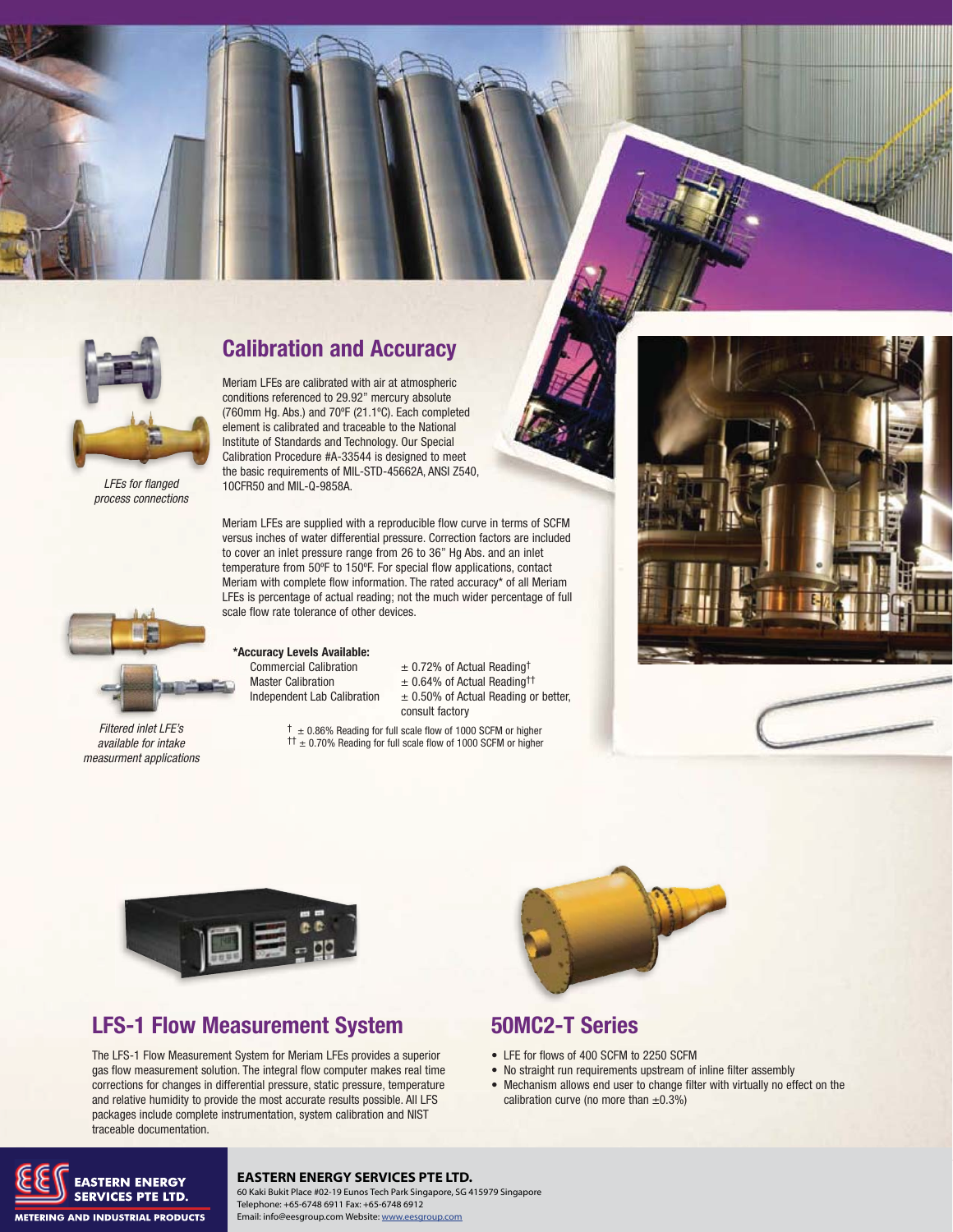*LFEs for flanged process connections*

## Calibration and Accuracy

Meriam LFEs are calibrated with air at atmospheric conditions referenced to 29.92" mercury absolute (760mm Hg. Abs.) and 70ºF (21.1ºC). Each completed element is calibrated and traceable to the National Institute of Standards and Technology. Our Special Calibration Procedure #A-33544 is designed to meet the basic requirements of MIL-STD-45662A, ANSI Z540, 10CFR50 and MIL-Q-9858A.

Meriam LFEs are supplied with a reproducible flow curve in terms of SCFM versus inches of water differential pressure. Correction factors are included to cover an inlet pressure range from 26 to 36" Hg Abs. and an inlet temperature from 50ºF to 150ºF. For special flow applications, contact Meriam with complete flow information. The rated accuracy* of all Meriam LFEs is percentage of actual reading; not the much wider percentage of full scale flow rate tolerance of other devices.

**\*Accuracy Levels Available:**

| | |
|---|---|
| Commercial Calibration | ± 0.72% of Actual Reading† |
| Master Calibration | ± 0.64% of Actual Reading†† |
| Independent Lab Calibration | ± 0.50% of Actual Reading or better, consult factory |

† ± 0.86% Reading for full scale flow of 1000 SCFM or higher
†† ± 0.70% Reading for full scale flow of 1000 SCFM or higher

*Filtered inlet LFE's available for intake measurment applications*

## LFS-1 Flow Measurement System

The LFS-1 Flow Measurement System for Meriam LFEs provides a superior gas flow measurement solution. The integral flow computer makes real time corrections for changes in differential pressure, static pressure, temperature and relative humidity to provide the most accurate results possible. All LFS packages include complete instrumentation, system calibration and NIST traceable documentation.

## 50MC2-T Series

- LFE for flows of 400 SCFM to 2250 SCFM
- No straight run requirements upstream of inline filter assembly
- Mechanism allows end user to change filter with virtually no effect on the calibration curve (no more than ±0.3%)

**EASTERN ENERGY SERVICES PTE LTD.**
METERING AND INDUSTRIAL PRODUCTS

**EASTERN ENERGY SERVICES PTE LTD.**
60 Kaki Bukit Place #02-19 Eunos Tech Park Singapore, SG 415979 Singapore
Telephone: +65-6748 6911 Fax: +65-6748 6912
Email: info@eesgroup.com Website: www.eesgroup.com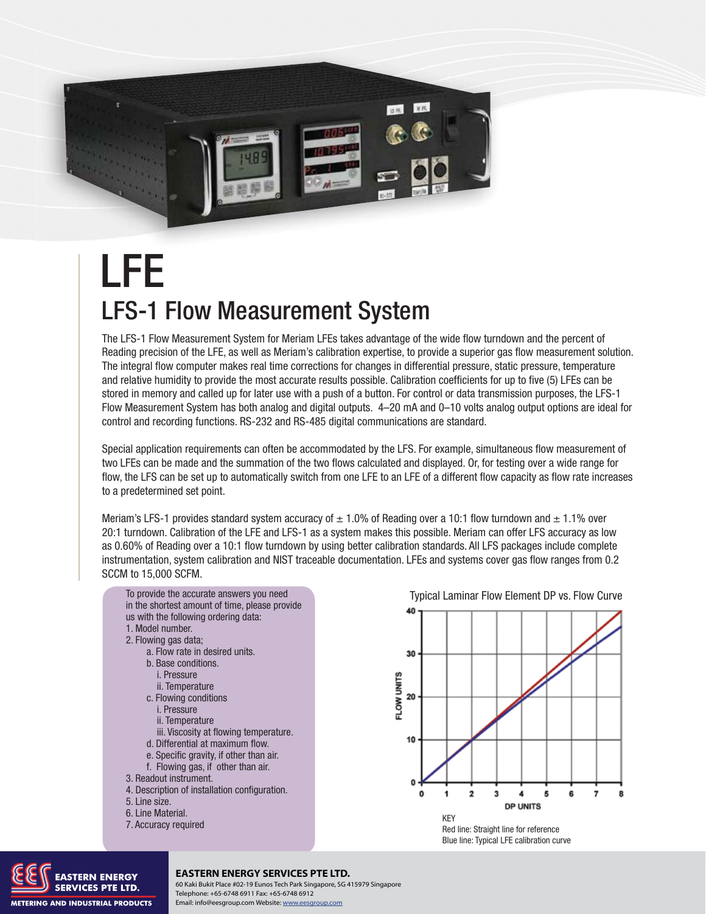# LFE

## LFS-1 Flow Measurement System

The LFS-1 Flow Measurement System for Meriam LFEs takes advantage of the wide flow turndown and the percent of Reading precision of the LFE, as well as Meriam's calibration expertise, to provide a superior gas flow measurement solution. The integral flow computer makes real time corrections for changes in differential pressure, static pressure, temperature and relative humidity to provide the most accurate results possible. Calibration coefficients for up to five (5) LFEs can be stored in memory and called up for later use with a push of a button. For control or data transmission purposes, the LFS-1 Flow Measurement System has both analog and digital outputs. 4–20 mA and 0–10 volts analog output options are ideal for control and recording functions. RS-232 and RS-485 digital communications are standard.

Special application requirements can often be accommodated by the LFS. For example, simultaneous flow measurement of two LFEs can be made and the summation of the two flows calculated and displayed. Or, for testing over a wide range for flow, the LFS can be set up to automatically switch from one LFE to an LFE of a different flow capacity as flow rate increases to a predetermined set point.

Meriam's LFS-1 provides standard system accuracy of ± 1.0% of Reading over a 10:1 flow turndown and ± 1.1% over 20:1 turndown. Calibration of the LFE and LFS-1 as a system makes this possible. Meriam can offer LFS accuracy as low as 0.60% of Reading over a 10:1 flow turndown by using better calibration standards. All LFS packages include complete instrumentation, system calibration and NIST traceable documentation. LFEs and systems cover gas flow ranges from 0.2 SCCM to 15,000 SCFM.

To provide the accurate answers you need in the shortest amount of time, please provide us with the following ordering data:

1. Model number.
2. Flowing gas data;
   - a. Flow rate in desired units.
   - b. Base conditions.
     - i. Pressure
     - ii. Temperature
   - c. Flowing conditions
     - i. Pressure
     - ii. Temperature
     - iii. Viscosity at flowing temperature.
   - d. Differential at maximum flow.
   - e. Specific gravity, if other than air.
   - f. Flowing gas, if other than air.
3. Readout instrument.
4. Description of installation configuration.
5. Line size.
6. Line Material.
7. Accuracy required

Typical Laminar Flow Element DP vs. Flow Curve

KEY
Red line: Straight line for reference
Blue line: Typical LFE calibration curve

**EASTERN ENERGY SERVICES PTE LTD.**
60 Kaki Bukit Place #02-19 Eunos Tech Park Singapore, SG 415979 Singapore
Telephone: +65-6748 6911 Fax: +65-6748 6912
Email: info@eesgroup.com Website: www.eesgroup.com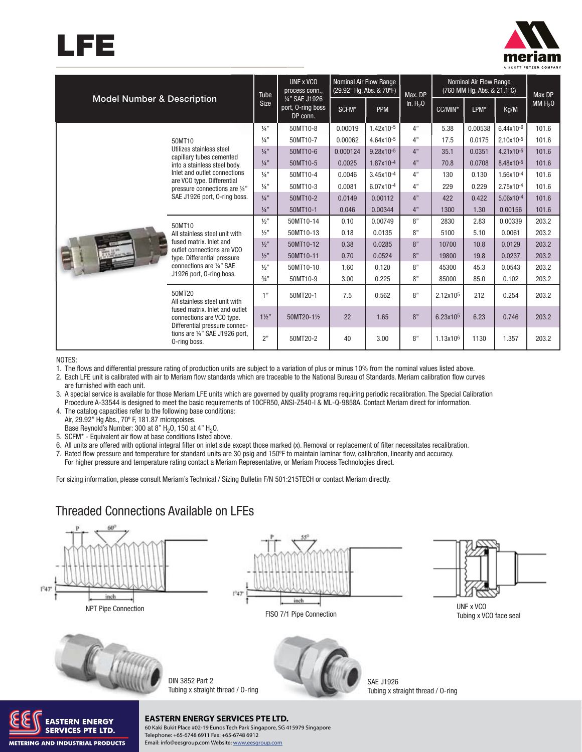# LFE

| Model Number & Description | | Tube Size | UNF x VCO process conn., ¼" SAE J1926 port, O-ring boss DP conn. | Nominal Air Flow Range (29.92" Hg. Abs. & 70ºF) | | Max. DP In. $H_2O$ | Nominal Air Flow Range (760 MM Hg. Abs. & 21.1ºC) | | | Max DP MM $H_2O$ |
|---|---|---|---|---|---|---|---|---|---|---|
| | | | | SCFM* | PPM | | CC/MIN* | LPM* | Kg/M | |
| | 50MT10 Utilizes stainless steel capillary tubes cemented into a stainless steel body. Inlet and outlet connections are VCO type. Differential pressure connections are ¼" SAE J1926 port, O-ring boss. | ¼" | 50MT10-8 | 0.00019 | $1.42\times10^{-5}$ | 4" | 5.38 | 0.00538 | $6.44\times10^{-6}$ | 101.6 |
| | | ¼" | 50MT10-7 | 0.00062 | $4.64\times10^{-5}$ | 4" | 17.5 | 0.0175 | $2.10\times10^{-5}$ | 101.6 |
| | | ¼" | 50MT10-6 | 0.000124 | $9.28\times10^{-5}$ | 4" | 35.1 | 0.0351 | $4.21\times10^{-5}$ | 101.6 |
| | | ¼" | 50MT10-5 | 0.0025 | $1.87\times10^{-4}$ | 4" | 70.8 | 0.0708 | $8.48\times10^{-5}$ | 101.6 |
| | | ¼" | 50MT10-4 | 0.0046 | $3.45\times10^{-4}$ | 4" | 130 | 0.130 | $1.56\times10^{-4}$ | 101.6 |
| | | ¼" | 50MT10-3 | 0.0081 | $6.07\times10^{-4}$ | 4" | 229 | 0.229 | $2.75\times10^{-4}$ | 101.6 |
| | | ¼" | 50MT10-2 | 0.0149 | 0.00112 | 4" | 422 | 0.422 | $5.06\times10^{-4}$ | 101.6 |
| | | ¼" | 50MT10-1 | 0.046 | 0.00344 | 4" | 1300 | 1.30 | 0.00156 | 101.6 |
| | 50MT10 All stainless steel unit with fused matrix. Inlet and outlet connections are VCO type. Differential pressure connections are ¼" SAE J1926 port, O-ring boss. | ½" | 50MT10-14 | 0.10 | 0.00749 | 8" | 2830 | 2.83 | 0.00339 | 203.2 |
| | | ½" | 50MT10-13 | 0.18 | 0.0135 | 8" | 5100 | 5.10 | 0.0061 | 203.2 |
| | | ½" | 50MT10-12 | 0.38 | 0.0285 | 8" | 10700 | 10.8 | 0.0129 | 203.2 |
| | | ½" | 50MT10-11 | 0.70 | 0.0524 | 8" | 19800 | 19.8 | 0.0237 | 203.2 |
| | | ½" | 50MT10-10 | 1.60 | 0.120 | 8" | 45300 | 45.3 | 0.0543 | 203.2 |
| | | ¾" | 50MT10-9 | 3.00 | 0.225 | 8" | 85000 | 85.0 | 0.102 | 203.2 |
| | 50MT20 All stainless steel unit with fused matrix. Inlet and outlet connections are VCO type. Differential pressure connections are ¼" SAE J1926 port, O-ring boss. | 1" | 50MT20-1 | 7.5 | 0.562 | 8" | $2.12\times10^{5}$ | 212 | 0.254 | 203.2 |
| | | 1½" | 50MT20-1½ | 22 | 1.65 | 8" | $6.23\times10^{5}$ | 6.23 | 0.746 | 203.2 |
| | | 2" | 50MT20-2 | 40 | 3.00 | 8" | $1.13\times10^{6}$ | 1130 | 1.357 | 203.2 |

NOTES:

1. The flows and differential pressure rating of production units are subject to a variation of plus or minus 10% from the nominal values listed above.
2. Each LFE unit is calibrated with air to Meriam flow standards which are traceable to the National Bureau of Standards. Meriam calibration flow curves are furnished with each unit.
3. A special service is available for those Meriam LFE units which are governed by quality programs requiring periodic recalibration. The Special Calibration Procedure A-33544 is designed to meet the basic requirements of 10CFR50, ANSI-Z540-I & ML-Q-9858A. Contact Meriam direct for information.
4. The catalog capacities refer to the following base conditions:
   Air, 29.92" Hg Abs., 70º F, 181.87 micropoises.
   Base Reynold's Number: 300 at 8" $H_2O$, 150 at 4" $H_2O$.
5. SCFM* - Equivalent air flow at base conditions listed above.
6. All units are offered with optional integral filter on inlet side except those marked (x). Removal or replacement of filter necessitates recalibration.
7. Rated flow pressure and temperature for standard units are 30 psig and 150ºF to maintain laminar flow, calibration, linearity and accuracy.
   For higher pressure and temperature rating contact a Meriam Representative, or Meriam Process Technologies direct.

For sizing information, please consult Meriam's Technical / Sizing Bulletin F/N 501:215TECH or contact Meriam directly.

## Threaded Connections Available on LFEs

NPT Pipe Connection

FISO 7/1 Pipe Connection

UNF x VCO
Tubing x VCO face seal

DIN 3852 Part 2
Tubing x straight thread / O-ring

SAE J1926
Tubing x straight thread / O-ring

**EASTERN ENERGY SERVICES PTE LTD.**
60 Kaki Bukit Place #02-19 Eunos Tech Park Singapore, SG 415979 Singapore
Telephone: +65-6748 6911 Fax: +65-6748 6912
Email: info@eesgroup.com Website: www.eesgroup.com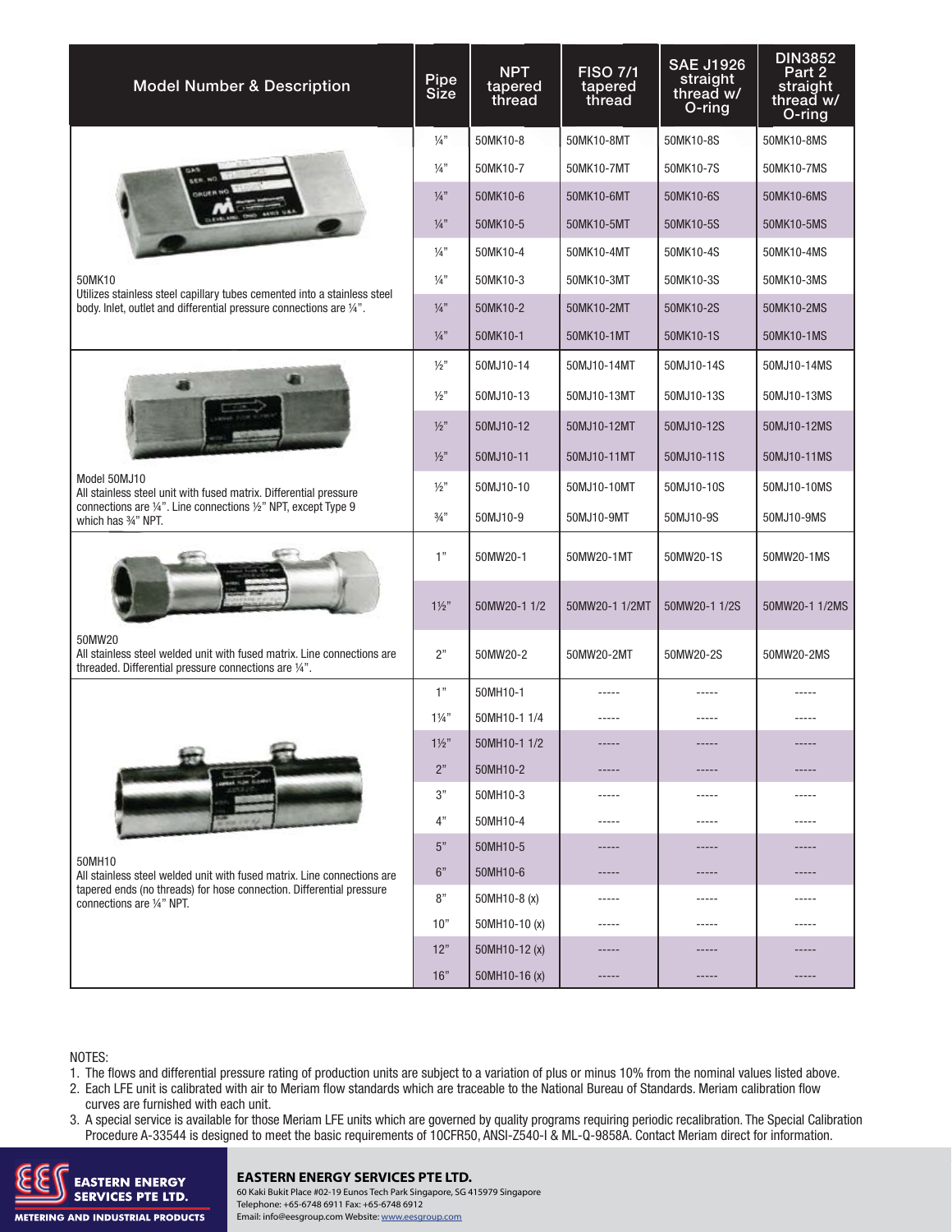| Model Number & Description | Pipe Size | NPT tapered thread | FISO 7/1 tapered thread | SAE J1926 straight thread w/ O-ring | DIN3852 Part 2 straight thread w/ O-ring |
|---|---|---|---|---|---|
| 50MK10 | ¼" | 50MK10-8 | 50MK10-8MT | 50MK10-8S | 50MK10-8MS |
| Utilizes stainless steel capillary tubes cemented into a stainless steel body. Inlet, outlet and differential pressure connections are ¼". | ¼" | 50MK10-7 | 50MK10-7MT | 50MK10-7S | 50MK10-7MS |
| | ¼" | 50MK10-6 | 50MK10-6MT | 50MK10-6S | 50MK10-6MS |
| | ¼" | 50MK10-5 | 50MK10-5MT | 50MK10-5S | 50MK10-5MS |
| | ¼" | 50MK10-4 | 50MK10-4MT | 50MK10-4S | 50MK10-4MS |
| | ¼" | 50MK10-3 | 50MK10-3MT | 50MK10-3S | 50MK10-3MS |
| | ¼" | 50MK10-2 | 50MK10-2MT | 50MK10-2S | 50MK10-2MS |
| | ¼" | 50MK10-1 | 50MK10-1MT | 50MK10-1S | 50MK10-1MS |
| Model 50MJ10 | ½" | 50MJ10-14 | 50MJ10-14MT | 50MJ10-14S | 50MJ10-14MS |
| All stainless steel unit with fused matrix. Differential pressure connections are ¼". Line connections ½" NPT, except Type 9 which has ¾" NPT. | ½" | 50MJ10-13 | 50MJ10-13MT | 50MJ10-13S | 50MJ10-13MS |
| | ½" | 50MJ10-12 | 50MJ10-12MT | 50MJ10-12S | 50MJ10-12MS |
| | ½" | 50MJ10-11 | 50MJ10-11MT | 50MJ10-11S | 50MJ10-11MS |
| | ½" | 50MJ10-10 | 50MJ10-10MT | 50MJ10-10S | 50MJ10-10MS |
| | ¾" | 50MJ10-9 | 50MJ10-9MT | 50MJ10-9S | 50MJ10-9MS |
| 50MW20 | 1" | 50MW20-1 | 50MW20-1MT | 50MW20-1S | 50MW20-1MS |
| All stainless steel welded unit with fused matrix. Line connections are threaded. Differential pressure connections are ¼". | 1½" | 50MW20-1 1/2 | 50MW20-1 1/2MT | 50MW20-1 1/2S | 50MW20-1 1/2MS |
| | 2" | 50MW20-2 | 50MW20-2MT | 50MW20-2S | 50MW20-2MS |
| 50MH10 | 1" | 50MH10-1 | ----- | ----- | ----- |
| All stainless steel welded unit with fused matrix. Line connections are tapered ends (no threads) for hose connection. Differential pressure connections are ¼" NPT. | 1¼" | 50MH10-1 1/4 | ----- | ----- | ----- |
| | 1½" | 50MH10-1 1/2 | ----- | ----- | ----- |
| | 2" | 50MH10-2 | ----- | ----- | ----- |
| | 3" | 50MH10-3 | ----- | ----- | ----- |
| | 4" | 50MH10-4 | ----- | ----- | ----- |
| | 5" | 50MH10-5 | ----- | ----- | ----- |
| | 6" | 50MH10-6 | ----- | ----- | ----- |
| | 8" | 50MH10-8 (x) | ----- | ----- | ----- |
| | 10" | 50MH10-10 (x) | ----- | ----- | ----- |
| | 12" | 50MH10-12 (x) | ----- | ----- | ----- |
| | 16" | 50MH10-16 (x) | ----- | ----- | ----- |

NOTES:

1. The flows and differential pressure rating of production units are subject to a variation of plus or minus 10% from the nominal values listed above.
2. Each LFE unit is calibrated with air to Meriam flow standards which are traceable to the National Bureau of Standards. Meriam calibration flow curves are furnished with each unit.
3. A special service is available for those Meriam LFE units which are governed by quality programs requiring periodic recalibration. The Special Calibration Procedure A-33544 is designed to meet the basic requirements of 10CFR50, ANSI-Z540-I & ML-Q-9858A. Contact Meriam direct for information.

**EASTERN ENERGY SERVICES PTE LTD.**
60 Kaki Bukit Place #02-19 Eunos Tech Park Singapore, SG 415979 Singapore
Telephone: +65-6748 6911 Fax: +65-6748 6912
Email: info@eesgroup.com Website: www.eesgroup.com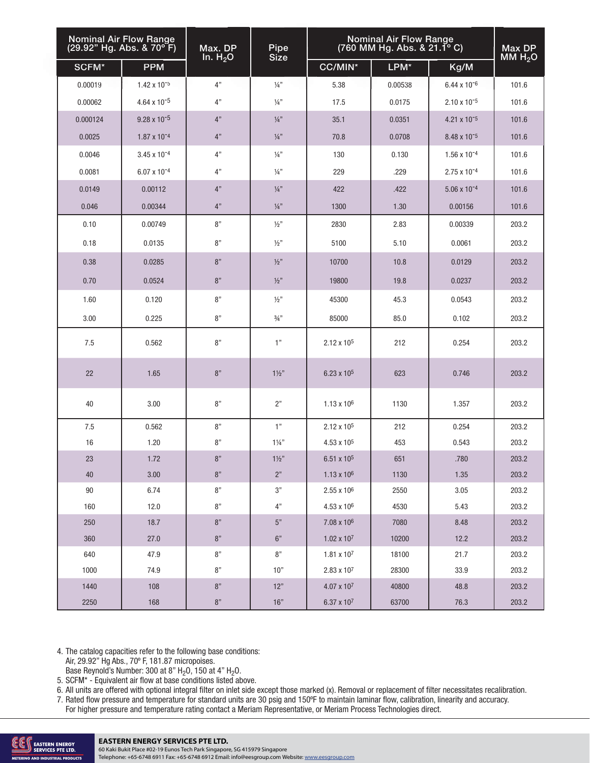| Nominal Air Flow Range (29.92" Hg. Abs. & 70° F) | | Max. DP In. $H_2O$ | Pipe Size | Nominal Air Flow Range (760 MM Hg. Abs. & 21.1° C) | | | Max DP MM $H_2O$ |
|---|---|---|---|---|---|---|---|
| SCFM* | PPM | | | CC/MIN* | LPM* | Kg/M | |
| 0.00019 | $1.42 \times 10^{-5}$ | 4" | ¼" | 5.38 | 0.00538 | $6.44 \times 10^{-6}$ | 101.6 |
| 0.00062 | $4.64 \times 10^{-5}$ | 4" | ¼" | 17.5 | 0.0175 | $2.10 \times 10^{-5}$ | 101.6 |
| 0.000124 | $9.28 \times 10^{-5}$ | 4" | ¼" | 35.1 | 0.0351 | $4.21 \times 10^{-5}$ | 101.6 |
| 0.0025 | $1.87 \times 10^{-4}$ | 4" | ¼" | 70.8 | 0.0708 | $8.48 \times 10^{-5}$ | 101.6 |
| 0.0046 | $3.45 \times 10^{-4}$ | 4" | ¼" | 130 | 0.130 | $1.56 \times 10^{-4}$ | 101.6 |
| 0.0081 | $6.07 \times 10^{-4}$ | 4" | ¼" | 229 | .229 | $2.75 \times 10^{-4}$ | 101.6 |
| 0.0149 | 0.00112 | 4" | ¼" | 422 | .422 | $5.06 \times 10^{-4}$ | 101.6 |
| 0.046 | 0.00344 | 4" | ¼" | 1300 | 1.30 | 0.00156 | 101.6 |
| 0.10 | 0.00749 | 8" | ½" | 2830 | 2.83 | 0.00339 | 203.2 |
| 0.18 | 0.0135 | 8" | ½" | 5100 | 5.10 | 0.0061 | 203.2 |
| 0.38 | 0.0285 | 8" | ½" | 10700 | 10.8 | 0.0129 | 203.2 |
| 0.70 | 0.0524 | 8" | ½" | 19800 | 19.8 | 0.0237 | 203.2 |
| 1.60 | 0.120 | 8" | ½" | 45300 | 45.3 | 0.0543 | 203.2 |
| 3.00 | 0.225 | 8" | ¾" | 85000 | 85.0 | 0.102 | 203.2 |
| 7.5 | 0.562 | 8" | 1" | $2.12 \times 10^{5}$ | 212 | 0.254 | 203.2 |
| 22 | 1.65 | 8" | 1½" | $6.23 \times 10^{5}$ | 623 | 0.746 | 203.2 |
| 40 | 3.00 | 8" | 2" | $1.13 \times 10^{6}$ | 1130 | 1.357 | 203.2 |
| 7.5 | 0.562 | 8" | 1" | $2.12 \times 10^{5}$ | 212 | 0.254 | 203.2 |
| 16 | 1.20 | 8" | 1¼" | $4.53 \times 10^{5}$ | 453 | 0.543 | 203.2 |
| 23 | 1.72 | 8" | 1½" | $6.51 \times 10^{5}$ | 651 | .780 | 203.2 |
| 40 | 3.00 | 8" | 2" | $1.13 \times 10^{6}$ | 1130 | 1.35 | 203.2 |
| 90 | 6.74 | 8" | 3" | $2.55 \times 10^{6}$ | 2550 | 3.05 | 203.2 |
| 160 | 12.0 | 8" | 4" | $4.53 \times 10^{6}$ | 4530 | 5.43 | 203.2 |
| 250 | 18.7 | 8" | 5" | $7.08 \times 10^{6}$ | 7080 | 8.48 | 203.2 |
| 360 | 27.0 | 8" | 6" | $1.02 \times 10^{7}$ | 10200 | 12.2 | 203.2 |
| 640 | 47.9 | 8" | 8" | $1.81 \times 10^{7}$ | 18100 | 21.7 | 203.2 |
| 1000 | 74.9 | 8" | 10" | $2.83 \times 10^{7}$ | 28300 | 33.9 | 203.2 |
| 1440 | 108 | 8" | 12" | $4.07 \times 10^{7}$ | 40800 | 48.8 | 203.2 |
| 2250 | 168 | 8" | 16" | $6.37 \times 10^{7}$ | 63700 | 76.3 | 203.2 |

4. The catalog capacities refer to the following base conditions:
   Air, 29.92" Hg Abs., 70º F, 181.87 micropoises.
   Base Reynold's Number: 300 at 8" $H_2O$, 150 at 4" $H_2O$.
5. SCFM* - Equivalent air flow at base conditions listed above.
6. All units are offered with optional integral filter on inlet side except those marked (x). Removal or replacement of filter necessitates recalibration.
7. Rated flow pressure and temperature for standard units are 30 psig and 150ºF to maintain laminar flow, calibration, linearity and accuracy.
   For higher pressure and temperature rating contact a Meriam Representative, or Meriam Process Technologies direct.

**EASTERN ENERGY SERVICES PTE LTD.**
60 Kaki Bukit Place #02-19 Eunos Tech Park Singapore, SG 415979 Singapore
Telephone: +65-6748 6911 Fax: +65-6748 6912 Email: info@eesgroup.com Website: www.eesgroup.com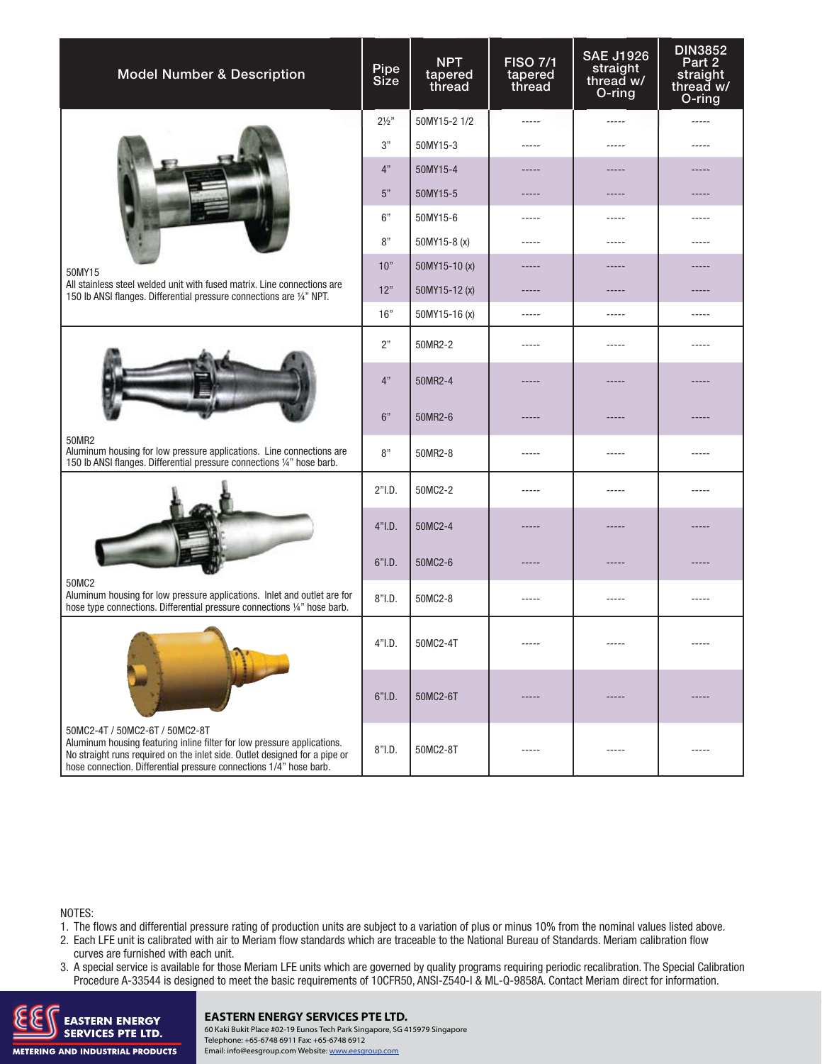| Model Number & Description | Pipe Size | NPT tapered thread | FISO 7/1 tapered thread | SAE J1926 straight thread w/ O-ring | DIN3852 Part 2 straight thread w/ O-ring |
|---|---|---|---|---|---|
| 50MY15<br>All stainless steel welded unit with fused matrix. Line connections are 150 lb ANSI flanges. Differential pressure connections are ¼" NPT. | 2½" | 50MY15-2 1/2 | ----- | ----- | ----- |
| | 3" | 50MY15-3 | ----- | ----- | ----- |
| | 4" | 50MY15-4 | ----- | ----- | ----- |
| | 5" | 50MY15-5 | ----- | ----- | ----- |
| | 6" | 50MY15-6 | ----- | ----- | ----- |
| | 8" | 50MY15-8 (x) | ----- | ----- | ----- |
| | 10" | 50MY15-10 (x) | ----- | ----- | ----- |
| | 12" | 50MY15-12 (x) | ----- | ----- | ----- |
| | 16" | 50MY15-16 (x) | ----- | ----- | ----- |
| 50MR2<br>Aluminum housing for low pressure applications. Line connections are 150 lb ANSI flanges. Differential pressure connections ¼" hose barb. | 2" | 50MR2-2 | ----- | ----- | ----- |
| | 4" | 50MR2-4 | ----- | ----- | ----- |
| | 6" | 50MR2-6 | ----- | ----- | ----- |
| | 8" | 50MR2-8 | ----- | ----- | ----- |
| 50MC2<br>Aluminum housing for low pressure applications. Inlet and outlet are for hose type connections. Differential pressure connections ¼" hose barb. | 2"I.D. | 50MC2-2 | ----- | ----- | ----- |
| | 4"I.D. | 50MC2-4 | ----- | ----- | ----- |
| | 6"I.D. | 50MC2-6 | ----- | ----- | ----- |
| | 8"I.D. | 50MC2-8 | ----- | ----- | ----- |
| 50MC2-4T / 50MC2-6T / 50MC2-8T<br>Aluminum housing featuring inline filter for low pressure applications. No straight runs required on the inlet side. Outlet designed for a pipe or hose connection. Differential pressure connections 1/4" hose barb. | 4"I.D. | 50MC2-4T | ----- | ----- | ----- |
| | 6"I.D. | 50MC2-6T | ----- | ----- | ----- |
| | 8"I.D. | 50MC2-8T | ----- | ----- | ----- |

NOTES:

1. The flows and differential pressure rating of production units are subject to a variation of plus or minus 10% from the nominal values listed above.
2. Each LFE unit is calibrated with air to Meriam flow standards which are traceable to the National Bureau of Standards. Meriam calibration flow curves are furnished with each unit.
3. A special service is available for those Meriam LFE units which are governed by quality programs requiring periodic recalibration. The Special Calibration Procedure A-33544 is designed to meet the basic requirements of 10CFR50, ANSI-Z540-I & ML-Q-9858A. Contact Meriam direct for information.

**EASTERN ENERGY SERVICES PTE LTD.**
60 Kaki Bukit Place #02-19 Eunos Tech Park Singapore, SG 415979 Singapore
Telephone: +65-6748 6911 Fax: +65-6748 6912
Email: info@eesgroup.com Website: www.eesgroup.com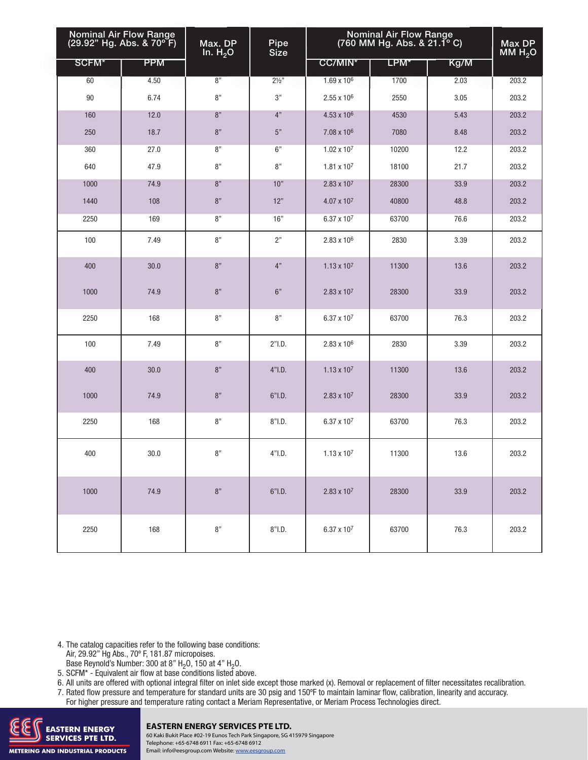| Nominal Air Flow Range (29.92" Hg. Abs. & 70° F) | | Max. DP In. $H_2O$ | Pipe Size | Nominal Air Flow Range (760 MM Hg. Abs. & 21.1° C) | | | Max DP MM $H_2O$ |
|---|---|---|---|---|---|---|---|
| SCFM* | PPM | | | CC/MIN* | LPM* | Kg/M | |
| 60 | 4.50 | 8" | 2½" | $1.69 \times 10^6$ | 1700 | 2.03 | 203.2 |
| 90 | 6.74 | 8" | 3" | $2.55 \times 10^6$ | 2550 | 3.05 | 203.2 |
| 160 | 12.0 | 8" | 4" | $4.53 \times 10^6$ | 4530 | 5.43 | 203.2 |
| 250 | 18.7 | 8" | 5" | $7.08 \times 10^6$ | 7080 | 8.48 | 203.2 |
| 360 | 27.0 | 8" | 6" | $1.02 \times 10^7$ | 10200 | 12.2 | 203.2 |
| 640 | 47.9 | 8" | 8" | $1.81 \times 10^7$ | 18100 | 21.7 | 203.2 |
| 1000 | 74.9 | 8" | 10" | $2.83 \times 10^7$ | 28300 | 33.9 | 203.2 |
| 1440 | 108 | 8" | 12" | $4.07 \times 10^7$ | 40800 | 48.8 | 203.2 |
| 2250 | 169 | 8" | 16" | $6.37 \times 10^7$ | 63700 | 76.6 | 203.2 |
| 100 | 7.49 | 8" | 2" | $2.83 \times 10^6$ | 2830 | 3.39 | 203.2 |
| 400 | 30.0 | 8" | 4" | $1.13 \times 10^7$ | 11300 | 13.6 | 203.2 |
| 1000 | 74.9 | 8" | 6" | $2.83 \times 10^7$ | 28300 | 33.9 | 203.2 |
| 2250 | 168 | 8" | 8" | $6.37 \times 10^7$ | 63700 | 76.3 | 203.2 |
| 100 | 7.49 | 8" | 2"I.D. | $2.83 \times 10^6$ | 2830 | 3.39 | 203.2 |
| 400 | 30.0 | 8" | 4"I.D. | $1.13 \times 10^7$ | 11300 | 13.6 | 203.2 |
| 1000 | 74.9 | 8" | 6"I.D. | $2.83 \times 10^7$ | 28300 | 33.9 | 203.2 |
| 2250 | 168 | 8" | 8"I.D. | $6.37 \times 10^7$ | 63700 | 76.3 | 203.2 |
| 400 | 30.0 | 8" | 4"I.D. | $1.13 \times 10^7$ | 11300 | 13.6 | 203.2 |
| 1000 | 74.9 | 8" | 6"I.D. | $2.83 \times 10^7$ | 28300 | 33.9 | 203.2 |
| 2250 | 168 | 8" | 8"I.D. | $6.37 \times 10^7$ | 63700 | 76.3 | 203.2 |

4. The catalog capacities refer to the following base conditions:
   Air, 29.92" Hg Abs., 70º F, 181.87 micropoises.
   Base Reynold's Number: 300 at 8" $H_2O$, 150 at 4" $H_2O$.
5. SCFM* - Equivalent air flow at base conditions listed above.
6. All units are offered with optional integral filter on inlet side except those marked (x). Removal or replacement of filter necessitates recalibration.
7. Rated flow pressure and temperature for standard units are 30 psig and 150ºF to maintain laminar flow, calibration, linearity and accuracy.
   For higher pressure and temperature rating contact a Meriam Representative, or Meriam Process Technologies direct.

EASTERN ENERGY SERVICES PTE LTD.
METERING AND INDUSTRIAL PRODUCTS

**EASTERN ENERGY SERVICES PTE LTD.**
60 Kaki Bukit Place #02-19 Eunos Tech Park Singapore, SG 415979 Singapore
Telephone: +65-6748 6911 Fax: +65-6748 6912
Email: info@eesgroup.com Website: www.eesgroup.com